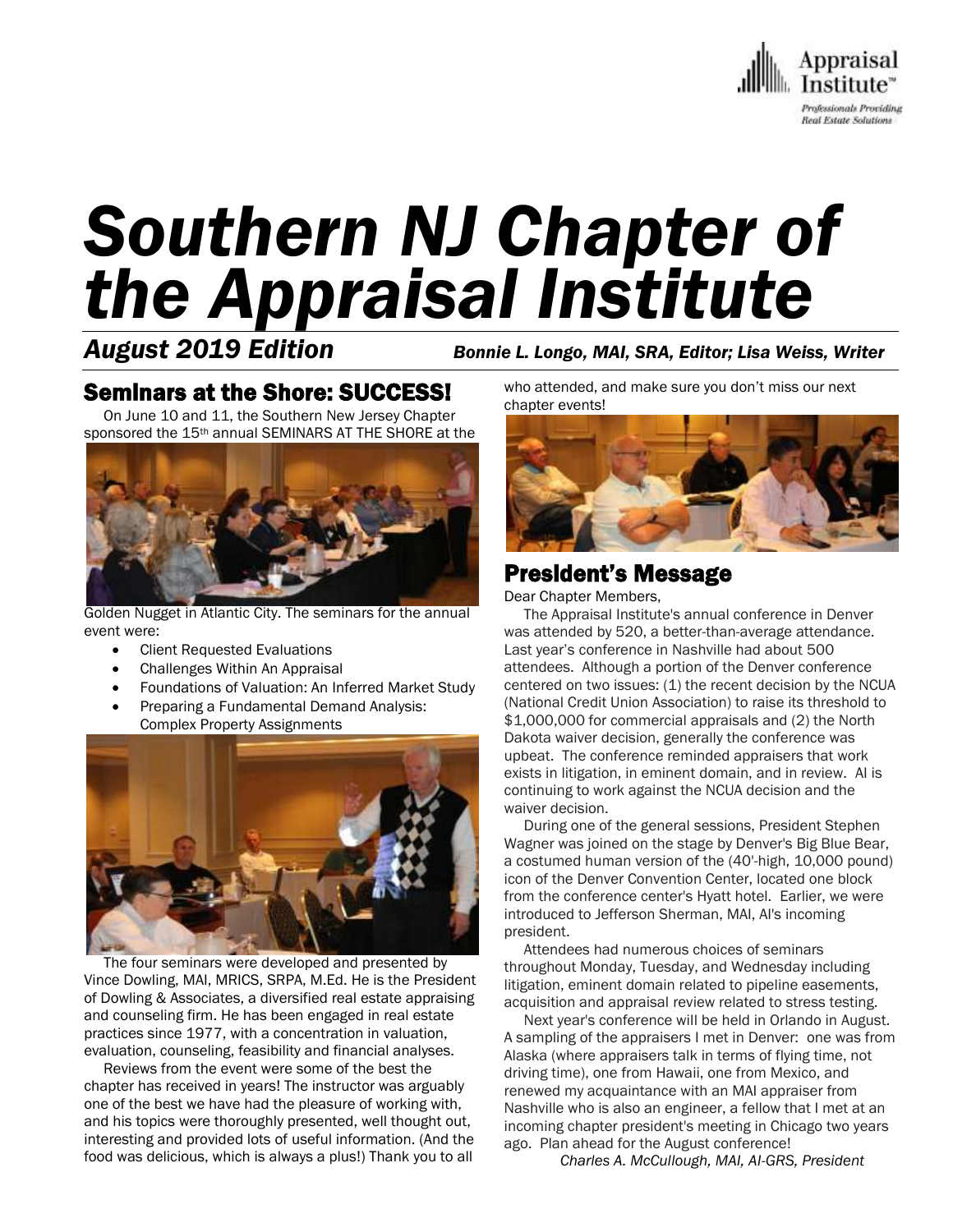# Southern NJ Chapter of the Appraisal Institute

***August 2019 Edition*** ***Bonnie L. Longo, MAI, SRA, Editor; Lisa Weiss, Writer***

## Seminars at the Shore: SUCCESS!

On June 10 and 11, the Southern New Jersey Chapter sponsored the 15th annual SEMINARS AT THE SHORE at the Golden Nugget in Atlantic City. The seminars for the annual event were:

- Client Requested Evaluations
- Challenges Within An Appraisal
- Foundations of Valuation: An Inferred Market Study
- Preparing a Fundamental Demand Analysis: Complex Property Assignments

The four seminars were developed and presented by Vince Dowling, MAI, MRICS, SRPA, M.Ed. He is the President of Dowling & Associates, a diversified real estate appraising and counseling firm. He has been engaged in real estate practices since 1977, with a concentration in valuation, evaluation, counseling, feasibility and financial analyses.

Reviews from the event were some of the best the chapter has received in years! The instructor was arguably one of the best we have had the pleasure of working with, and his topics were thoroughly presented, well thought out, interesting and provided lots of useful information. (And the food was delicious, which is always a plus!) Thank you to all who attended, and make sure you don't miss our next chapter events!

## President's Message

Dear Chapter Members,

The Appraisal Institute's annual conference in Denver was attended by 520, a better-than-average attendance. Last year's conference in Nashville had about 500 attendees. Although a portion of the Denver conference centered on two issues: (1) the recent decision by the NCUA (National Credit Union Association) to raise its threshold to $1,000,000 for commercial appraisals and (2) the North Dakota waiver decision, generally the conference was upbeat. The conference reminded appraisers that work exists in litigation, in eminent domain, and in review. AI is continuing to work against the NCUA decision and the waiver decision.

During one of the general sessions, President Stephen Wagner was joined on the stage by Denver's Big Blue Bear, a costumed human version of the (40'-high, 10,000 pound) icon of the Denver Convention Center, located one block from the conference center's Hyatt hotel. Earlier, we were introduced to Jefferson Sherman, MAI, AI's incoming president.

Attendees had numerous choices of seminars throughout Monday, Tuesday, and Wednesday including litigation, eminent domain related to pipeline easements, acquisition and appraisal review related to stress testing.

Next year's conference will be held in Orlando in August. A sampling of the appraisers I met in Denver: one was from Alaska (where appraisers talk in terms of flying time, not driving time), one from Hawaii, one from Mexico, and renewed my acquaintance with an MAI appraiser from Nashville who is also an engineer, a fellow that I met at an incoming chapter president's meeting in Chicago two years ago. Plan ahead for the August conference!

*Charles A. McCullough, MAI, AI-GRS, President*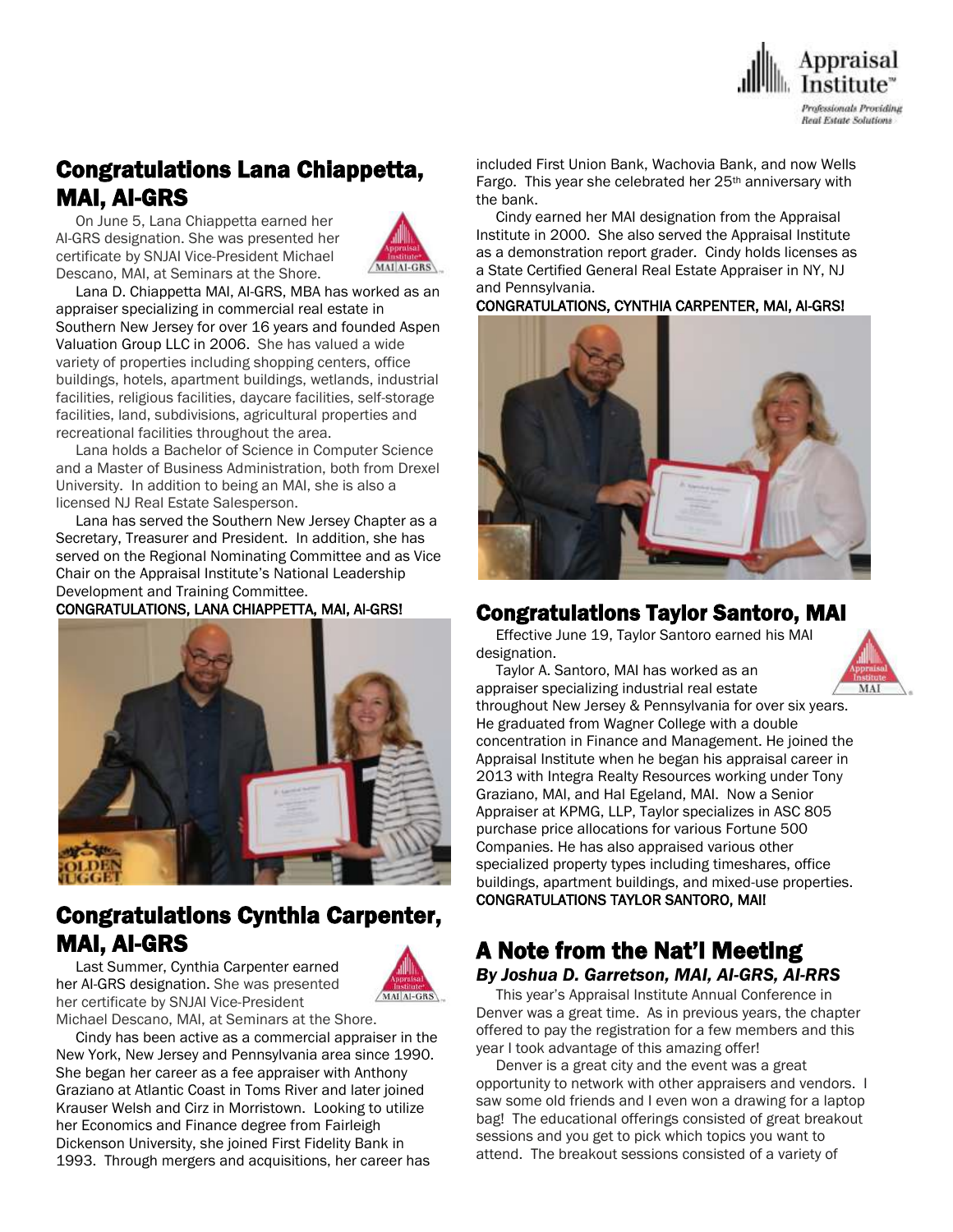## Congratulations Lana Chiappetta, MAI, AI-GRS

On June 5, Lana Chiappetta earned her AI-GRS designation. She was presented her certificate by SNJAI Vice-President Michael Descano, MAI, at Seminars at the Shore.

Lana D. Chiappetta MAI, AI-GRS, MBA has worked as an appraiser specializing in commercial real estate in Southern New Jersey for over 16 years and founded Aspen Valuation Group LLC in 2006. She has valued a wide variety of properties including shopping centers, office buildings, hotels, apartment buildings, wetlands, industrial facilities, religious facilities, daycare facilities, self-storage facilities, land, subdivisions, agricultural properties and recreational facilities throughout the area.

Lana holds a Bachelor of Science in Computer Science and a Master of Business Administration, both from Drexel University. In addition to being an MAI, she is also a licensed NJ Real Estate Salesperson.

Lana has served the Southern New Jersey Chapter as a Secretary, Treasurer and President. In addition, she has served on the Regional Nominating Committee and as Vice Chair on the Appraisal Institute's National Leadership Development and Training Committee.

**CONGRATULATIONS, LANA CHIAPPETTA, MAI, AI-GRS!**

## Congratulations Cynthia Carpenter, MAI, AI-GRS

Last Summer, Cynthia Carpenter earned her AI-GRS designation. She was presented her certificate by SNJAI Vice-President Michael Descano, MAI, at Seminars at the Shore.

Cindy has been active as a commercial appraiser in the New York, New Jersey and Pennsylvania area since 1990. She began her career as a fee appraiser with Anthony Graziano at Atlantic Coast in Toms River and later joined Krauser Welsh and Cirz in Morristown. Looking to utilize her Economics and Finance degree from Fairleigh Dickenson University, she joined First Fidelity Bank in 1993. Through mergers and acquisitions, her career has included First Union Bank, Wachovia Bank, and now Wells Fargo. This year she celebrated her 25th anniversary with the bank.

Cindy earned her MAI designation from the Appraisal Institute in 2000. She also served the Appraisal Institute as a demonstration report grader. Cindy holds licenses as a State Certified General Real Estate Appraiser in NY, NJ and Pennsylvania.

**CONGRATULATIONS, CYNTHIA CARPENTER, MAI, AI-GRS!**

## Congratulations Taylor Santoro, MAI

Effective June 19, Taylor Santoro earned his MAI designation.

Taylor A. Santoro, MAI has worked as an appraiser specializing industrial real estate throughout New Jersey & Pennsylvania for over six years. He graduated from Wagner College with a double concentration in Finance and Management. He joined the Appraisal Institute when he began his appraisal career in 2013 with Integra Realty Resources working under Tony Graziano, MAI, and Hal Egeland, MAI. Now a Senior Appraiser at KPMG, LLP, Taylor specializes in ASC 805 purchase price allocations for various Fortune 500 Companies. He has also appraised various other specialized property types including timeshares, office buildings, apartment buildings, and mixed-use properties.

**CONGRATULATIONS TAYLOR SANTORO, MAI!**

## A Note from the Nat'l Meeting

***By Joshua D. Garretson, MAI, AI-GRS, AI-RRS***

This year's Appraisal Institute Annual Conference in Denver was a great time. As in previous years, the chapter offered to pay the registration for a few members and this year I took advantage of this amazing offer!

Denver is a great city and the event was a great opportunity to network with other appraisers and vendors. I saw some old friends and I even won a drawing for a laptop bag! The educational offerings consisted of great breakout sessions and you get to pick which topics you want to attend. The breakout sessions consisted of a variety of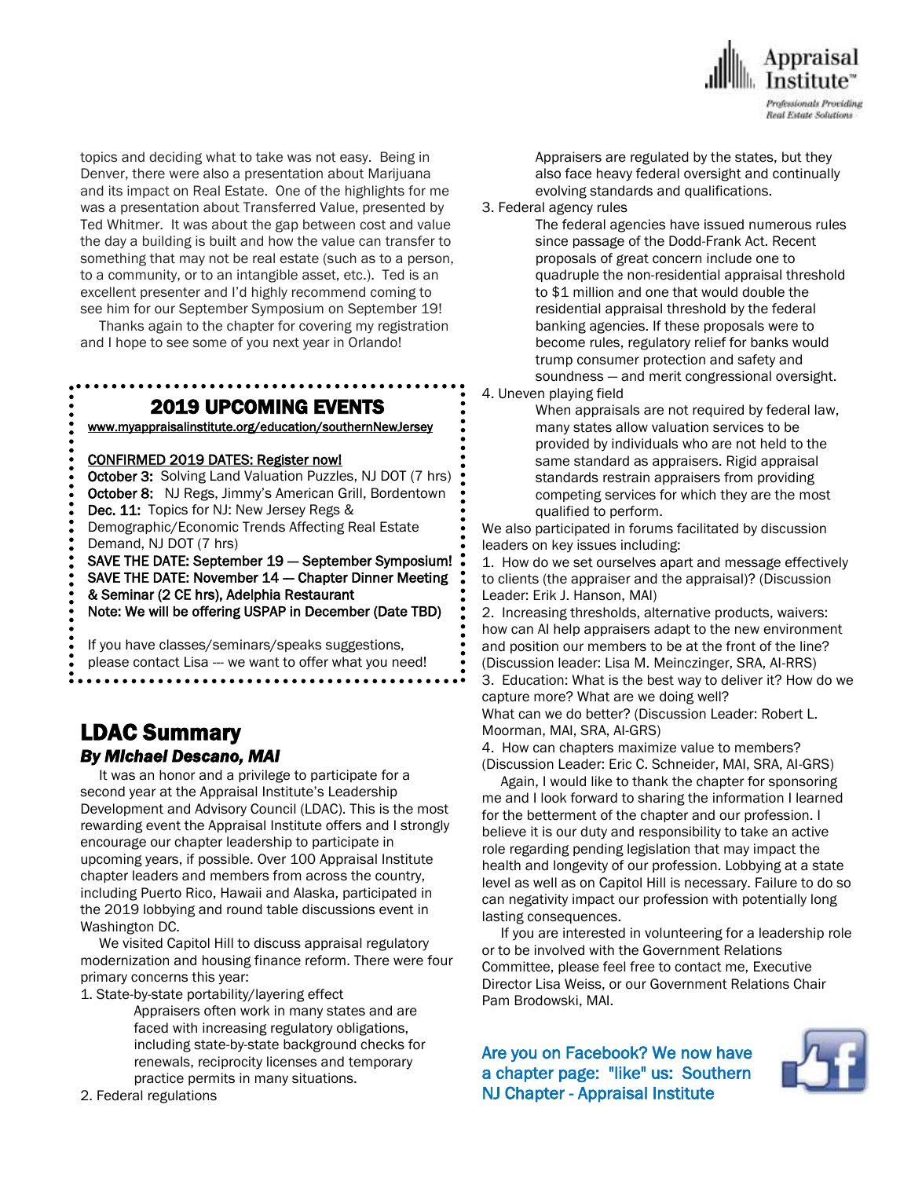topics and deciding what to take was not easy. Being in Denver, there were also a presentation about Marijuana and its impact on Real Estate. One of the highlights for me was a presentation about Transferred Value, presented by Ted Whitmer. It was about the gap between cost and value the day a building is built and how the value can transfer to something that may not be real estate (such as to a person, to a community, or to an intangible asset, etc.). Ted is an excellent presenter and I'd highly recommend coming to see him for our September Symposium on September 19!

Thanks again to the chapter for covering my registration and I hope to see some of you next year in Orlando!

## 2019 UPCOMING EVENTS

www.myappraisalinstitute.org/education/southernNewJersey

CONFIRMED 2019 DATES: Register now!

**October 3:** Solving Land Valuation Puzzles, NJ DOT (7 hrs)
**October 8:** NJ Regs, Jimmy's American Grill, Bordentown
**Dec. 11:** Topics for NJ: New Jersey Regs & Demographic/Economic Trends Affecting Real Estate Demand, NJ DOT (7 hrs)
**SAVE THE DATE: September 19 — September Symposium!**
**SAVE THE DATE: November 14 — Chapter Dinner Meeting & Seminar (2 CE hrs), Adelphia Restaurant**
**Note: We will be offering USPAP in December (Date TBD)**

If you have classes/seminars/speaks suggestions, please contact Lisa --- we want to offer what you need!

## LDAC Summary

### *By Michael Descano, MAI*

It was an honor and a privilege to participate for a second year at the Appraisal Institute's Leadership Development and Advisory Council (LDAC). This is the most rewarding event the Appraisal Institute offers and I strongly encourage our chapter leadership to participate in upcoming years, if possible. Over 100 Appraisal Institute chapter leaders and members from across the country, including Puerto Rico, Hawaii and Alaska, participated in the 2019 lobbying and round table discussions event in Washington DC.

We visited Capitol Hill to discuss appraisal regulatory modernization and housing finance reform. There were four primary concerns this year:

1. State-by-state portability/layering effect
   Appraisers often work in many states and are faced with increasing regulatory obligations, including state-by-state background checks for renewals, reciprocity licenses and temporary practice permits in many situations.
2. Federal regulations
   Appraisers are regulated by the states, but they also face heavy federal oversight and continually evolving standards and qualifications.
3. Federal agency rules
   The federal agencies have issued numerous rules since passage of the Dodd-Frank Act. Recent proposals of great concern include one to quadruple the non-residential appraisal threshold to $1 million and one that would double the residential appraisal threshold by the federal banking agencies. If these proposals were to become rules, regulatory relief for banks would trump consumer protection and safety and soundness — and merit congressional oversight.
4. Uneven playing field
   When appraisals are not required by federal law, many states allow valuation services to be provided by individuals who are not held to the same standard as appraisers. Rigid appraisal standards restrain appraisers from providing competing services for which they are the most qualified to perform.

We also participated in forums facilitated by discussion leaders on key issues including:

1. How do we set ourselves apart and message effectively to clients (the appraiser and the appraisal)? (Discussion Leader: Erik J. Hanson, MAI)
2. Increasing thresholds, alternative products, waivers: how can AI help appraisers adapt to the new environment and position our members to be at the front of the line? (Discussion leader: Lisa M. Meinczinger, SRA, AI-RRS)
3. Education: What is the best way to deliver it? How do we capture more? What are we doing well? What can we do better? (Discussion Leader: Robert L. Moorman, MAI, SRA, AI-GRS)
4. How can chapters maximize value to members? (Discussion Leader: Eric C. Schneider, MAI, SRA, AI-GRS)

Again, I would like to thank the chapter for sponsoring me and I look forward to sharing the information I learned for the betterment of the chapter and our profession. I believe it is our duty and responsibility to take an active role regarding pending legislation that may impact the health and longevity of our profession. Lobbying at a state level as well as on Capitol Hill is necessary. Failure to do so can negativity impact our profession with potentially long lasting consequences.

If you are interested in volunteering for a leadership role or to be involved with the Government Relations Committee, please feel free to contact me, Executive Director Lisa Weiss, or our Government Relations Chair Pam Brodowski, MAI.

Are you on Facebook? We now have a chapter page: "like" us: Southern NJ Chapter - Appraisal Institute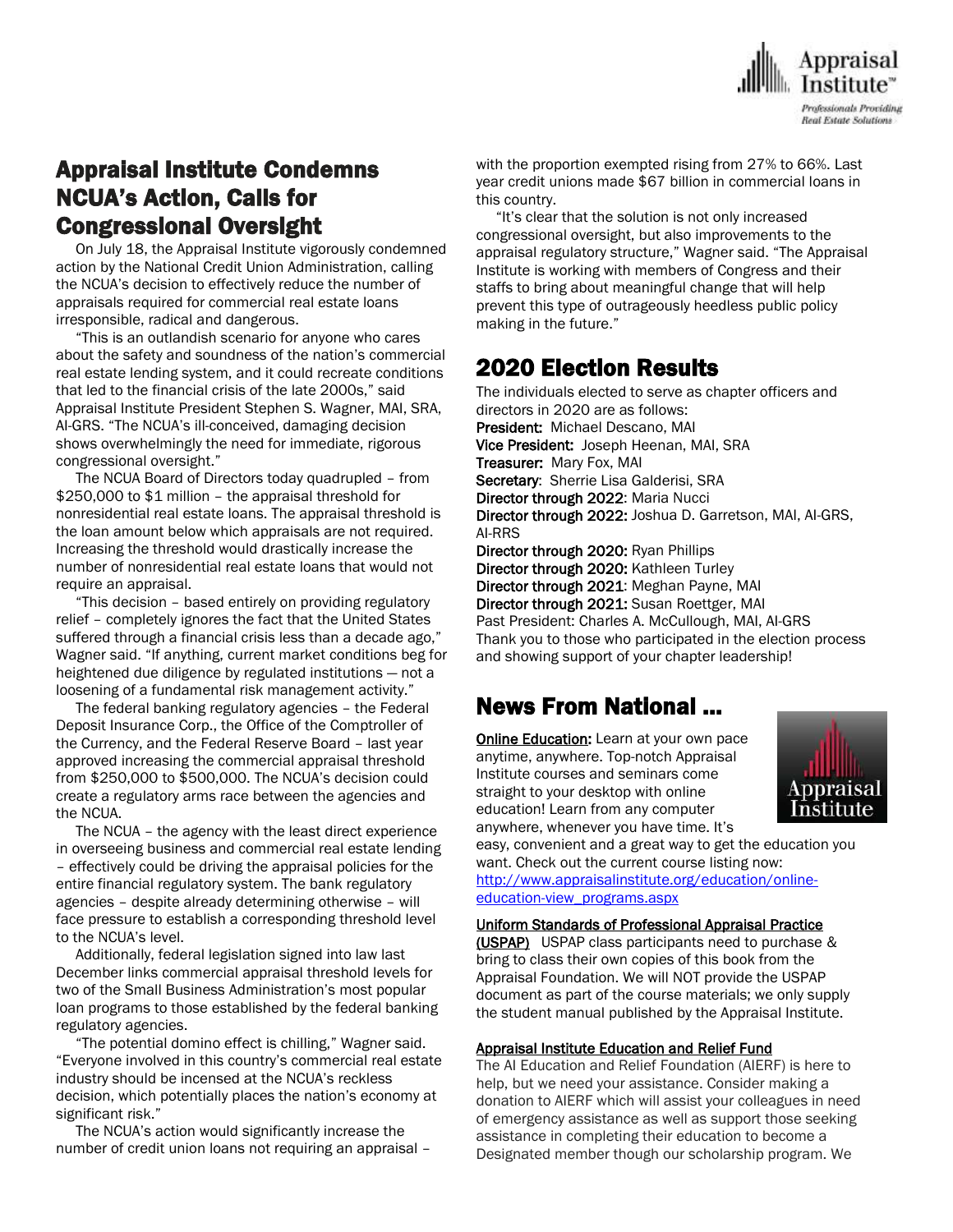## Appraisal Institute Condemns NCUA's Action, Calls for Congressional Oversight

On July 18, the Appraisal Institute vigorously condemned action by the National Credit Union Administration, calling the NCUA's decision to effectively reduce the number of appraisals required for commercial real estate loans irresponsible, radical and dangerous.

"This is an outlandish scenario for anyone who cares about the safety and soundness of the nation's commercial real estate lending system, and it could recreate conditions that led to the financial crisis of the late 2000s," said Appraisal Institute President Stephen S. Wagner, MAI, SRA, AI-GRS. "The NCUA's ill-conceived, damaging decision shows overwhelmingly the need for immediate, rigorous congressional oversight."

The NCUA Board of Directors today quadrupled – from $250,000 to $1 million – the appraisal threshold for nonresidential real estate loans. The appraisal threshold is the loan amount below which appraisals are not required. Increasing the threshold would drastically increase the number of nonresidential real estate loans that would not require an appraisal.

"This decision – based entirely on providing regulatory relief – completely ignores the fact that the United States suffered through a financial crisis less than a decade ago," Wagner said. "If anything, current market conditions beg for heightened due diligence by regulated institutions — not a loosening of a fundamental risk management activity."

The federal banking regulatory agencies – the Federal Deposit Insurance Corp., the Office of the Comptroller of the Currency, and the Federal Reserve Board – last year approved increasing the commercial appraisal threshold from $250,000 to $500,000. The NCUA's decision could create a regulatory arms race between the agencies and the NCUA.

The NCUA – the agency with the least direct experience in overseeing business and commercial real estate lending – effectively could be driving the appraisal policies for the entire financial regulatory system. The bank regulatory agencies – despite already determining otherwise – will face pressure to establish a corresponding threshold level to the NCUA's level.

Additionally, federal legislation signed into law last December links commercial appraisal threshold levels for two of the Small Business Administration's most popular loan programs to those established by the federal banking regulatory agencies.

"The potential domino effect is chilling," Wagner said. "Everyone involved in this country's commercial real estate industry should be incensed at the NCUA's reckless decision, which potentially places the nation's economy at significant risk."

The NCUA's action would significantly increase the number of credit union loans not requiring an appraisal – with the proportion exempted rising from 27% to 66%. Last year credit unions made $67 billion in commercial loans in this country.

"It's clear that the solution is not only increased congressional oversight, but also improvements to the appraisal regulatory structure," Wagner said. "The Appraisal Institute is working with members of Congress and their staffs to bring about meaningful change that will help prevent this type of outrageously heedless public policy making in the future."

## 2020 Election Results

The individuals elected to serve as chapter officers and directors in 2020 are as follows:

**President:** Michael Descano, MAI
**Vice President:** Joseph Heenan, MAI, SRA
**Treasurer:** Mary Fox, MAI
**Secretary**: Sherrie Lisa Galderisi, SRA
**Director through 2022**: Maria Nucci
**Director through 2022:** Joshua D. Garretson, MAI, AI-GRS, AI-RRS
**Director through 2020:** Ryan Phillips
**Director through 2020:** Kathleen Turley
**Director through 2021**: Meghan Payne, MAI
**Director through 2021:** Susan Roettger, MAI
Past President: Charles A. McCullough, MAI, AI-GRS

Thank you to those who participated in the election process and showing support of your chapter leadership!

## News From National …

**Online Education:** Learn at your own pace anytime, anywhere. Top-notch Appraisal Institute courses and seminars come straight to your desktop with online education! Learn from any computer anywhere, whenever you have time. It's easy, convenient and a great way to get the education you want. Check out the current course listing now: http://www.appraisalinstitute.org/education/online-education-view_programs.aspx

**Uniform Standards of Professional Appraisal Practice (USPAP)** USPAP class participants need to purchase & bring to class their own copies of this book from the Appraisal Foundation. We will NOT provide the USPAP document as part of the course materials; we only supply the student manual published by the Appraisal Institute.

**Appraisal Institute Education and Relief Fund**
The AI Education and Relief Foundation (AIERF) is here to help, but we need your assistance. Consider making a donation to AIERF which will assist your colleagues in need of emergency assistance as well as support those seeking assistance in completing their education to become a Designated member though our scholarship program. We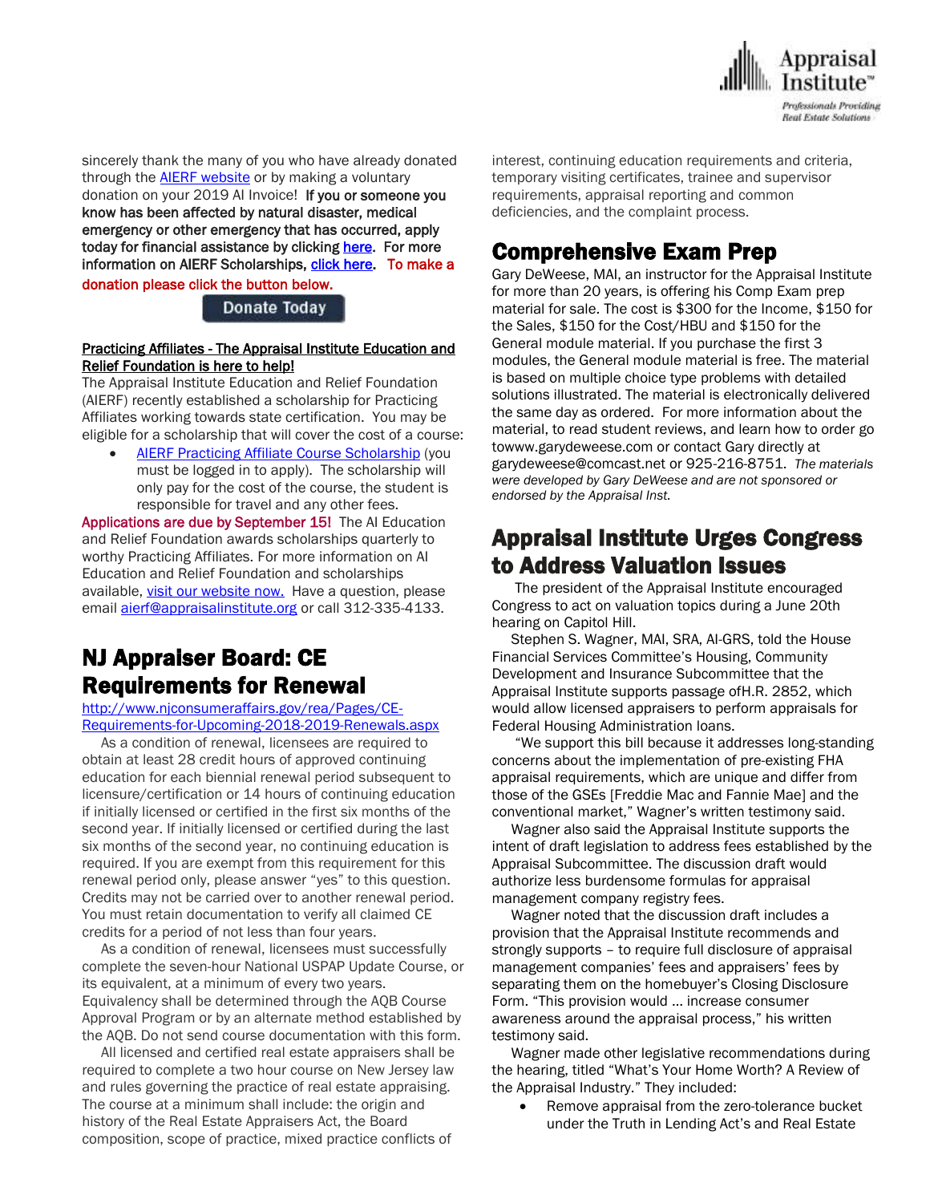sincerely thank the many of you who have already donated through the AIERF website or by making a voluntary donation on your 2019 AI Invoice! **If you or someone you know has been affected by natural disaster, medical emergency or other emergency that has occurred, apply today for financial assistance by clicking here. For more information on AIERF Scholarships, click here. To make a donation please click the button below.**

Donate Today

**Practicing Affiliates - The Appraisal Institute Education and Relief Foundation is here to help!**

The Appraisal Institute Education and Relief Foundation (AIERF) recently established a scholarship for Practicing Affiliates working towards state certification. You may be eligible for a scholarship that will cover the cost of a course:

- AIERF Practicing Affiliate Course Scholarship (you must be logged in to apply). The scholarship will only pay for the cost of the course, the student is responsible for travel and any other fees.

**Applications are due by September 15!** The AI Education and Relief Foundation awards scholarships quarterly to worthy Practicing Affiliates. For more information on AI Education and Relief Foundation and scholarships available, visit our website now. Have a question, please email aierf@appraisalinstitute.org or call 312-335-4133.

# NJ Appraiser Board: CE Requirements for Renewal

http://www.njconsumeraffairs.gov/rea/Pages/CE-Requirements-for-Upcoming-2018-2019-Renewals.aspx

As a condition of renewal, licensees are required to obtain at least 28 credit hours of approved continuing education for each biennial renewal period subsequent to licensure/certification or 14 hours of continuing education if initially licensed or certified in the first six months of the second year. If initially licensed or certified during the last six months of the second year, no continuing education is required. If you are exempt from this requirement for this renewal period only, please answer "yes" to this question. Credits may not be carried over to another renewal period. You must retain documentation to verify all claimed CE credits for a period of not less than four years.

As a condition of renewal, licensees must successfully complete the seven-hour National USPAP Update Course, or its equivalent, at a minimum of every two years. Equivalency shall be determined through the AQB Course Approval Program or by an alternate method established by the AQB. Do not send course documentation with this form.

All licensed and certified real estate appraisers shall be required to complete a two hour course on New Jersey law and rules governing the practice of real estate appraising. The course at a minimum shall include: the origin and history of the Real Estate Appraisers Act, the Board composition, scope of practice, mixed practice conflicts of interest, continuing education requirements and criteria, temporary visiting certificates, trainee and supervisor requirements, appraisal reporting and common deficiencies, and the complaint process.

# Comprehensive Exam Prep

Gary DeWeese, MAI, an instructor for the Appraisal Institute for more than 20 years, is offering his Comp Exam prep material for sale. The cost is $300 for the Income, $150 for the Sales, $150 for the Cost/HBU and $150 for the General module material. If you purchase the first 3 modules, the General module material is free. The material is based on multiple choice type problems with detailed solutions illustrated. The material is electronically delivered the same day as ordered. For more information about the material, to read student reviews, and learn how to order go towww.garydeweese.com or contact Gary directly at garydeweese@comcast.net or 925-216-8751. *The materials were developed by Gary DeWeese and are not sponsored or endorsed by the Appraisal Inst.*

# Appraisal Institute Urges Congress to Address Valuation Issues

The president of the Appraisal Institute encouraged Congress to act on valuation topics during a June 20th hearing on Capitol Hill.

Stephen S. Wagner, MAI, SRA, AI-GRS, told the House Financial Services Committee's Housing, Community Development and Insurance Subcommittee that the Appraisal Institute supports passage ofH.R. 2852, which would allow licensed appraisers to perform appraisals for Federal Housing Administration loans.

"We support this bill because it addresses long-standing concerns about the implementation of pre-existing FHA appraisal requirements, which are unique and differ from those of the GSEs [Freddie Mac and Fannie Mae] and the conventional market," Wagner's written testimony said.

Wagner also said the Appraisal Institute supports the intent of draft legislation to address fees established by the Appraisal Subcommittee. The discussion draft would authorize less burdensome formulas for appraisal management company registry fees.

Wagner noted that the discussion draft includes a provision that the Appraisal Institute recommends and strongly supports – to require full disclosure of appraisal management companies' fees and appraisers' fees by separating them on the homebuyer's Closing Disclosure Form. "This provision would … increase consumer awareness around the appraisal process," his written testimony said.

Wagner made other legislative recommendations during the hearing, titled "What's Your Home Worth? A Review of the Appraisal Industry." They included:

- Remove appraisal from the zero-tolerance bucket under the Truth in Lending Act's and Real Estate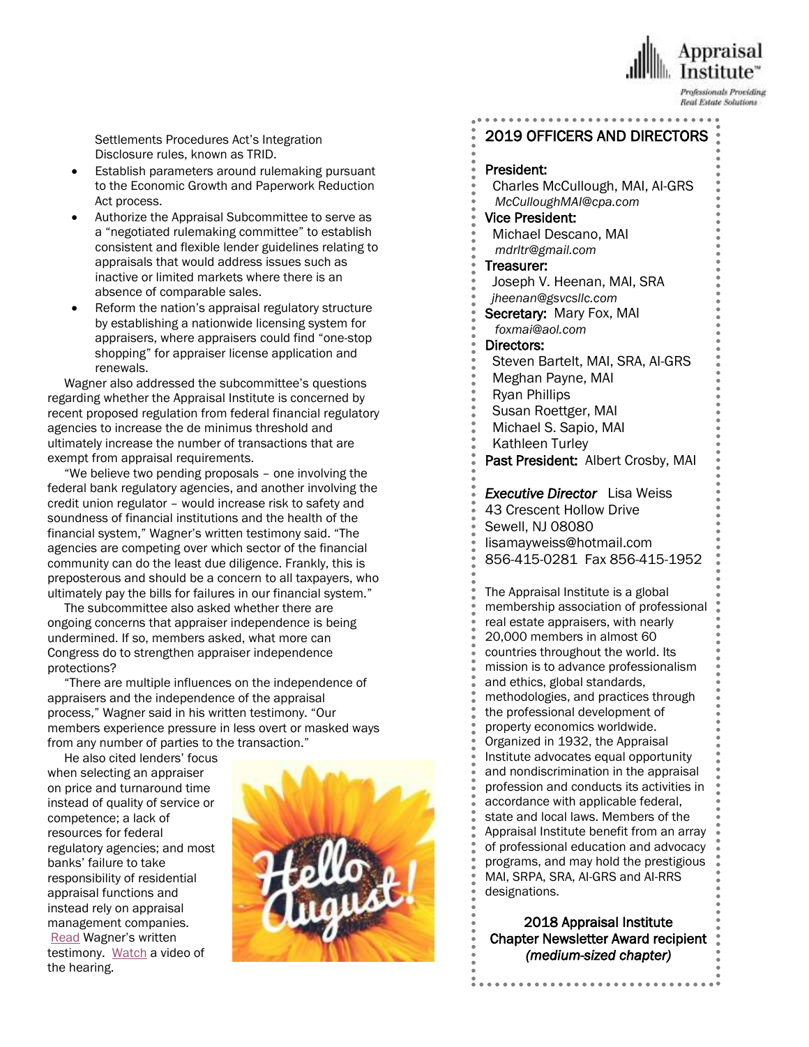Settlements Procedures Act's Integration Disclosure rules, known as TRID.

- Establish parameters around rulemaking pursuant to the Economic Growth and Paperwork Reduction Act process.
- Authorize the Appraisal Subcommittee to serve as a "negotiated rulemaking committee" to establish consistent and flexible lender guidelines relating to appraisals that would address issues such as inactive or limited markets where there is an absence of comparable sales.
- Reform the nation's appraisal regulatory structure by establishing a nationwide licensing system for appraisers, where appraisers could find "one-stop shopping" for appraiser license application and renewals.

Wagner also addressed the subcommittee's questions regarding whether the Appraisal Institute is concerned by recent proposed regulation from federal financial regulatory agencies to increase the de minimus threshold and ultimately increase the number of transactions that are exempt from appraisal requirements.

"We believe two pending proposals – one involving the federal bank regulatory agencies, and another involving the credit union regulator – would increase risk to safety and soundness of financial institutions and the health of the financial system," Wagner's written testimony said. "The agencies are competing over which sector of the financial community can do the least due diligence. Frankly, this is preposterous and should be a concern to all taxpayers, who ultimately pay the bills for failures in our financial system."

The subcommittee also asked whether there are ongoing concerns that appraiser independence is being undermined. If so, members asked, what more can Congress do to strengthen appraiser independence protections?

"There are multiple influences on the independence of appraisers and the independence of the appraisal process," Wagner said in his written testimony. "Our members experience pressure in less overt or masked ways from any number of parties to the transaction."

He also cited lenders' focus when selecting an appraiser on price and turnaround time instead of quality of service or competence; a lack of resources for federal regulatory agencies; and most banks' failure to take responsibility of residential appraisal functions and instead rely on appraisal management companies. Read Wagner's written testimony. Watch a video of the hearing.

## 2019 OFFICERS AND DIRECTORS

**President:**
Charles McCullough, MAI, AI-GRS
*McCulloughMAI@cpa.com*

**Vice President:**
Michael Descano, MAI
*mdrltr@gmail.com*

**Treasurer:**
Joseph V. Heenan, MAI, SRA
*jheenan@gsvcsllc.com*

**Secretary:** Mary Fox, MAI
*foxmai@aol.com*

**Directors:**
Steven Bartelt, MAI, SRA, AI-GRS
Meghan Payne, MAI
Ryan Phillips
Susan Roettger, MAI
Michael S. Sapio, MAI
Kathleen Turley

**Past President:** Albert Crosby, MAI

***Executive Director*** Lisa Weiss
43 Crescent Hollow Drive
Sewell, NJ 08080
lisamayweiss@hotmail.com
856-415-0281 Fax 856-415-1952

The Appraisal Institute is a global membership association of professional real estate appraisers, with nearly 20,000 members in almost 60 countries throughout the world. Its mission is to advance professionalism and ethics, global standards, methodologies, and practices through the professional development of property economics worldwide. Organized in 1932, the Appraisal Institute advocates equal opportunity and nondiscrimination in the appraisal profession and conducts its activities in accordance with applicable federal, state and local laws. Members of the Appraisal Institute benefit from an array of professional education and advocacy programs, and may hold the prestigious MAI, SRPA, SRA, AI-GRS and AI-RRS designations.

2018 Appraisal Institute Chapter Newsletter Award recipient *(medium-sized chapter)*